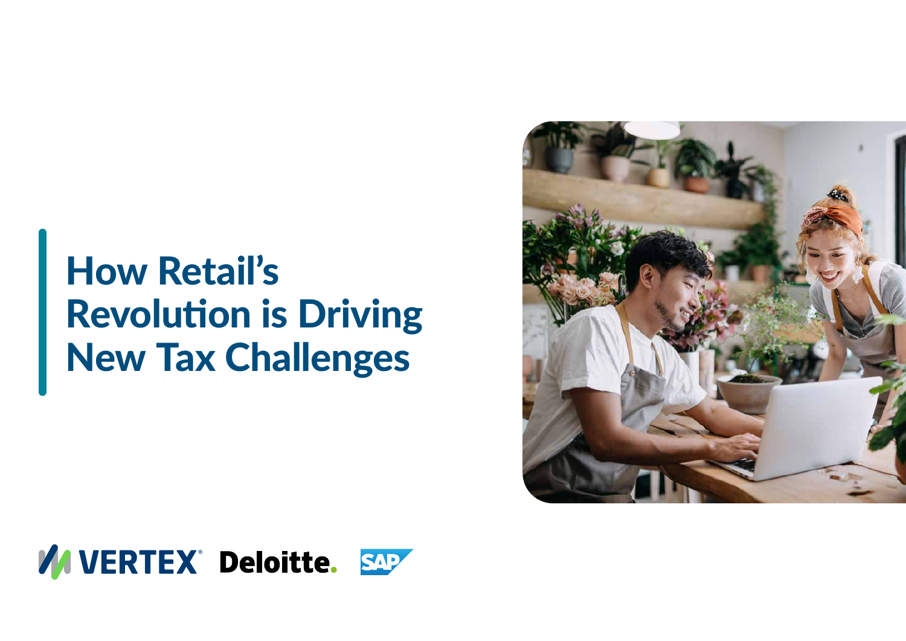# How Retail's Revolution is Driving New Tax Challenges

VERTEX Deloitte. SAP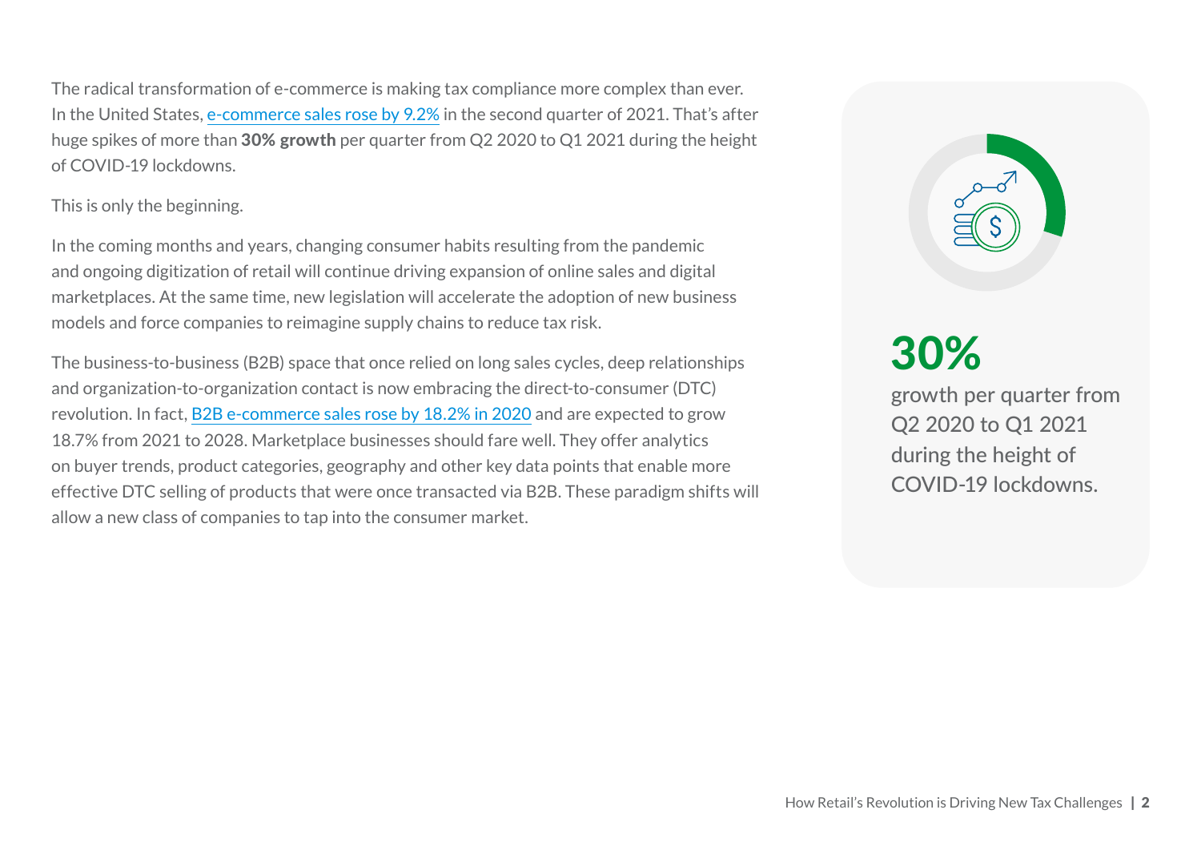The radical transformation of e-commerce is making tax compliance more complex than ever. In the United States, e-commerce sales rose by 9.2% in the second quarter of 2021. That's after huge spikes of more than **30% growth** per quarter from Q2 2020 to Q1 2021 during the height of COVID-19 lockdowns.

This is only the beginning.

In the coming months and years, changing consumer habits resulting from the pandemic and ongoing digitization of retail will continue driving expansion of online sales and digital marketplaces. At the same time, new legislation will accelerate the adoption of new business models and force companies to reimagine supply chains to reduce tax risk.

The business-to-business (B2B) space that once relied on long sales cycles, deep relationships and organization-to-organization contact is now embracing the direct-to-consumer (DTC) revolution. In fact, B2B e-commerce sales rose by 18.2% in 2020 and are expected to grow 18.7% from 2021 to 2028. Marketplace businesses should fare well. They offer analytics on buyer trends, product categories, geography and other key data points that enable more effective DTC selling of products that were once transacted via B2B. These paradigm shifts will allow a new class of companies to tap into the consumer market.

**30%**

growth per quarter from Q2 2020 to Q1 2021 during the height of COVID-19 lockdowns.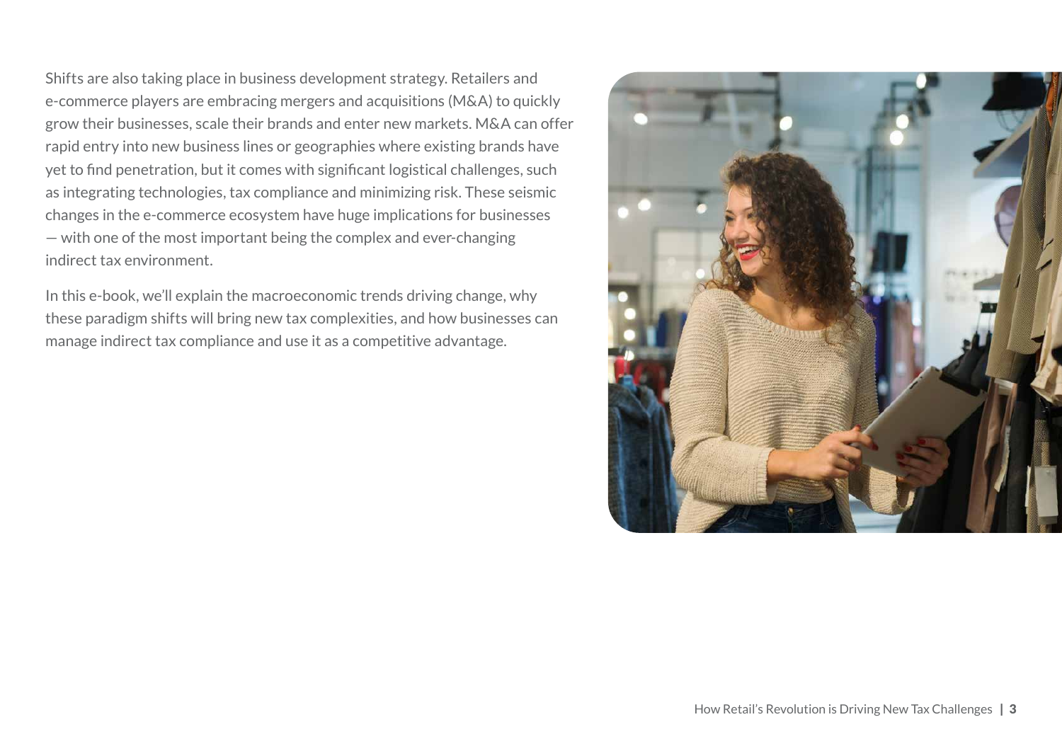Shifts are also taking place in business development strategy. Retailers and e-commerce players are embracing mergers and acquisitions (M&A) to quickly grow their businesses, scale their brands and enter new markets. M&A can offer rapid entry into new business lines or geographies where existing brands have yet to find penetration, but it comes with significant logistical challenges, such as integrating technologies, tax compliance and minimizing risk. These seismic changes in the e-commerce ecosystem have huge implications for businesses — with one of the most important being the complex and ever-changing indirect tax environment.

In this e-book, we'll explain the macroeconomic trends driving change, why these paradigm shifts will bring new tax complexities, and how businesses can manage indirect tax compliance and use it as a competitive advantage.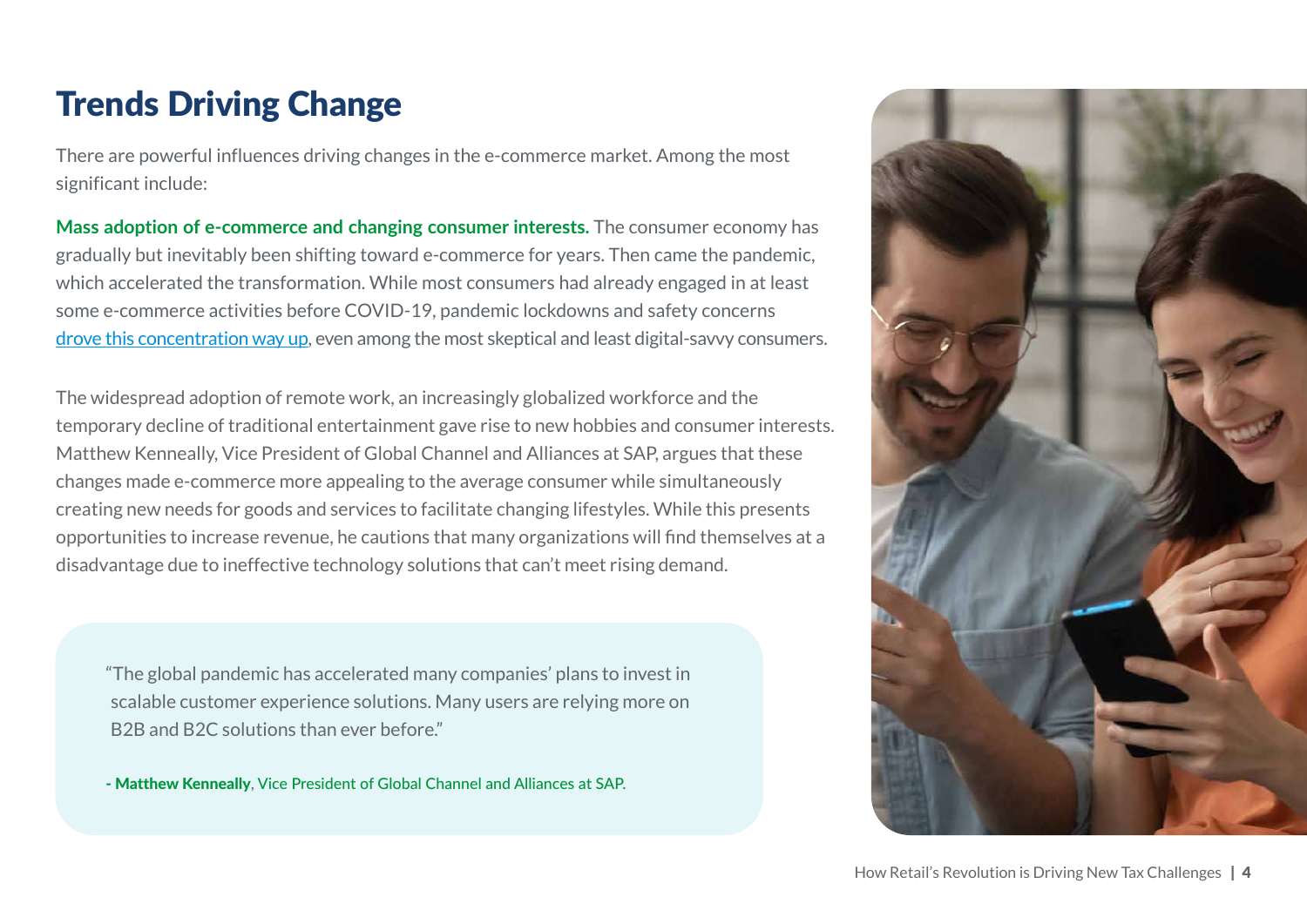# Trends Driving Change

There are powerful influences driving changes in the e-commerce market. Among the most significant include:

**Mass adoption of e-commerce and changing consumer interests.** The consumer economy has gradually but inevitably been shifting toward e-commerce for years. Then came the pandemic, which accelerated the transformation. While most consumers had already engaged in at least some e-commerce activities before COVID-19, pandemic lockdowns and safety concerns drove this concentration way up, even among the most skeptical and least digital-savvy consumers.

The widespread adoption of remote work, an increasingly globalized workforce and the temporary decline of traditional entertainment gave rise to new hobbies and consumer interests. Matthew Kenneally, Vice President of Global Channel and Alliances at SAP, argues that these changes made e-commerce more appealing to the average consumer while simultaneously creating new needs for goods and services to facilitate changing lifestyles. While this presents opportunities to increase revenue, he cautions that many organizations will find themselves at a disadvantage due to ineffective technology solutions that can't meet rising demand.

> "The global pandemic has accelerated many companies' plans to invest in scalable customer experience solutions. Many users are relying more on B2B and B2C solutions than ever before."
>
> **- Matthew Kenneally**, Vice President of Global Channel and Alliances at SAP.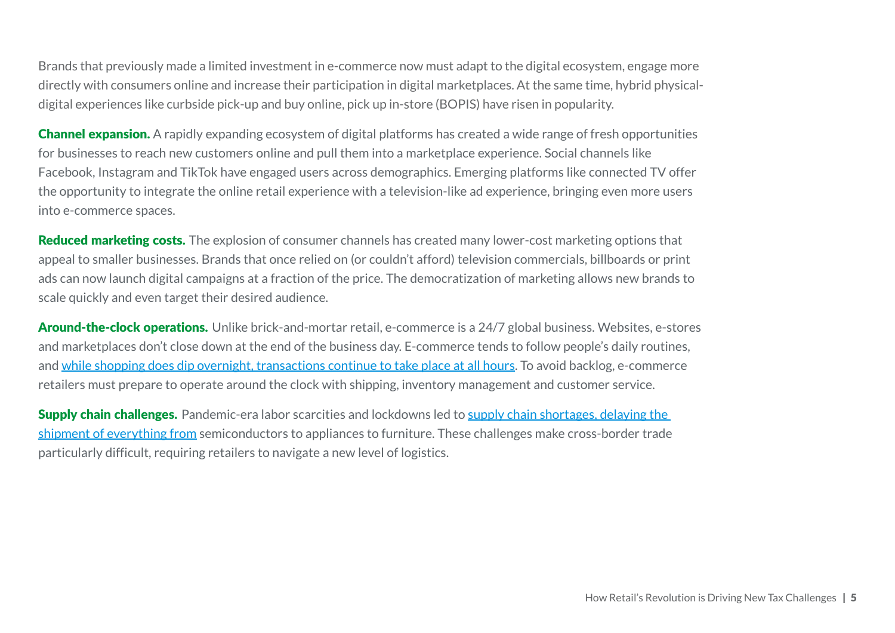Brands that previously made a limited investment in e-commerce now must adapt to the digital ecosystem, engage more directly with consumers online and increase their participation in digital marketplaces. At the same time, hybrid physical-digital experiences like curbside pick-up and buy online, pick up in-store (BOPIS) have risen in popularity.

**Channel expansion.** A rapidly expanding ecosystem of digital platforms has created a wide range of fresh opportunities for businesses to reach new customers online and pull them into a marketplace experience. Social channels like Facebook, Instagram and TikTok have engaged users across demographics. Emerging platforms like connected TV offer the opportunity to integrate the online retail experience with a television-like ad experience, bringing even more users into e-commerce spaces.

**Reduced marketing costs.** The explosion of consumer channels has created many lower-cost marketing options that appeal to smaller businesses. Brands that once relied on (or couldn't afford) television commercials, billboards or print ads can now launch digital campaigns at a fraction of the price. The democratization of marketing allows new brands to scale quickly and even target their desired audience.

**Around-the-clock operations.** Unlike brick-and-mortar retail, e-commerce is a 24/7 global business. Websites, e-stores and marketplaces don't close down at the end of the business day. E-commerce tends to follow people's daily routines, and while shopping does dip overnight, transactions continue to take place at all hours. To avoid backlog, e-commerce retailers must prepare to operate around the clock with shipping, inventory management and customer service.

**Supply chain challenges.** Pandemic-era labor scarcities and lockdowns led to supply chain shortages, delaying the shipment of everything from semiconductors to appliances to furniture. These challenges make cross-border trade particularly difficult, requiring retailers to navigate a new level of logistics.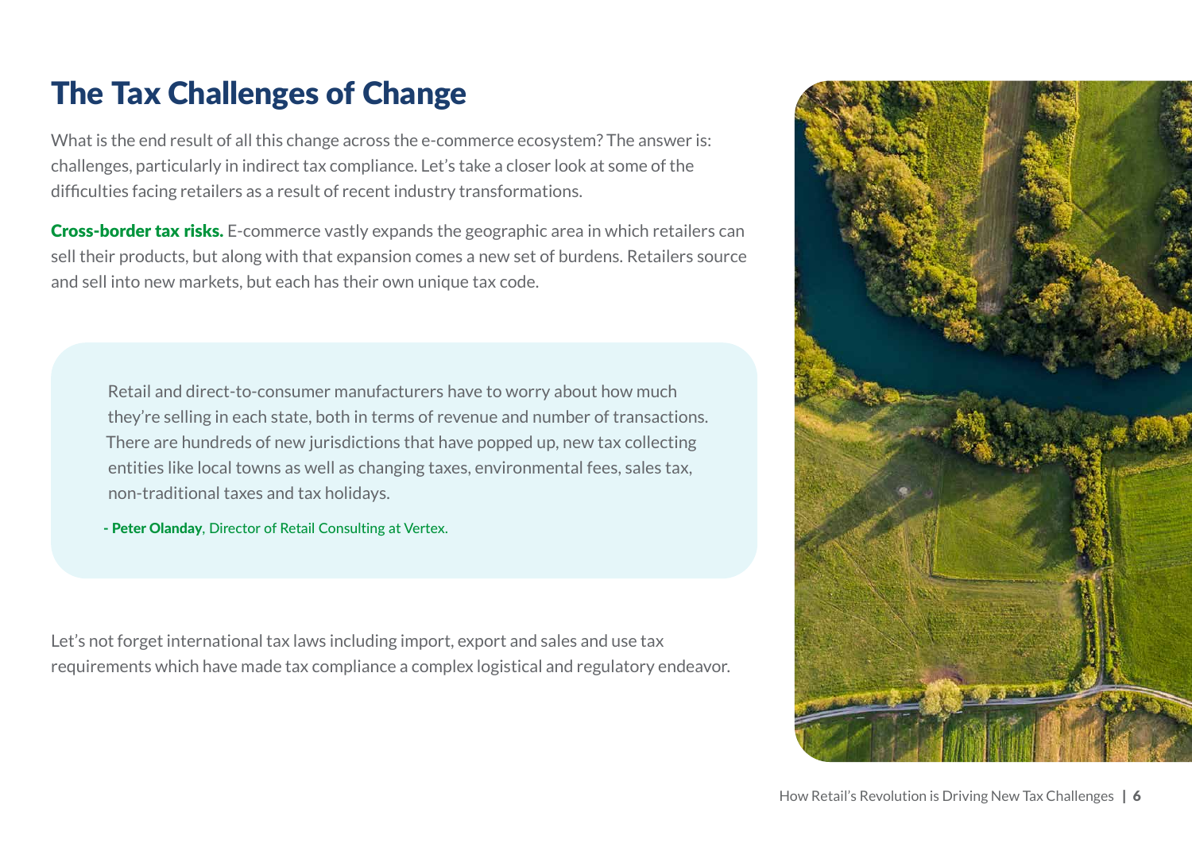# The Tax Challenges of Change

What is the end result of all this change across the e-commerce ecosystem? The answer is: challenges, particularly in indirect tax compliance. Let's take a closer look at some of the difficulties facing retailers as a result of recent industry transformations.

**Cross-border tax risks.** E-commerce vastly expands the geographic area in which retailers can sell their products, but along with that expansion comes a new set of burdens. Retailers source and sell into new markets, but each has their own unique tax code.

> Retail and direct-to-consumer manufacturers have to worry about how much they're selling in each state, both in terms of revenue and number of transactions. There are hundreds of new jurisdictions that have popped up, new tax collecting entities like local towns as well as changing taxes, environmental fees, sales tax, non-traditional taxes and tax holidays.
>
> **- Peter Olanday**, Director of Retail Consulting at Vertex.

Let's not forget international tax laws including import, export and sales and use tax requirements which have made tax compliance a complex logistical and regulatory endeavor.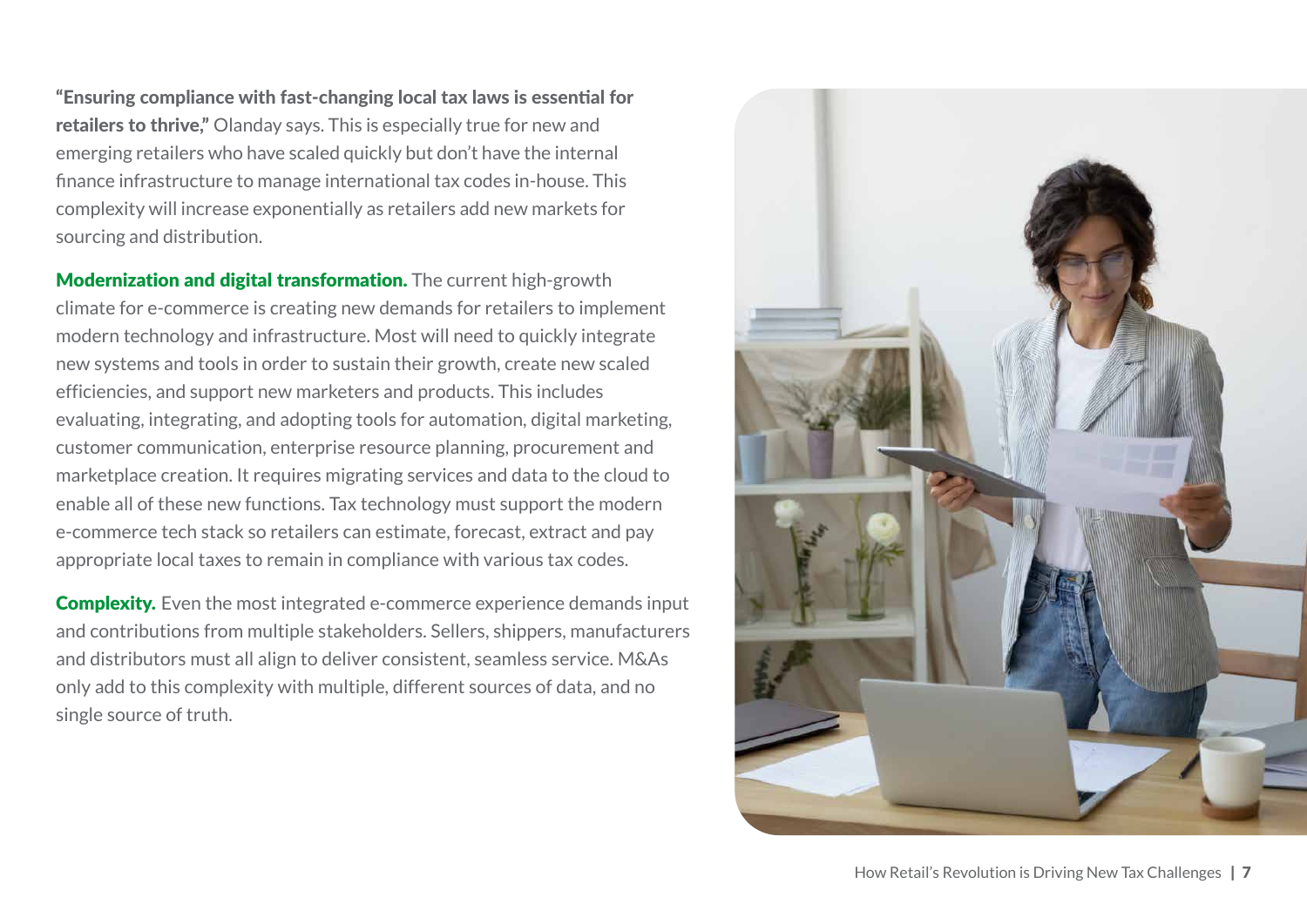**"Ensuring compliance with fast-changing local tax laws is essential for retailers to thrive,"** Olanday says. This is especially true for new and emerging retailers who have scaled quickly but don't have the internal finance infrastructure to manage international tax codes in-house. This complexity will increase exponentially as retailers add new markets for sourcing and distribution.

**Modernization and digital transformation.** The current high-growth climate for e-commerce is creating new demands for retailers to implement modern technology and infrastructure. Most will need to quickly integrate new systems and tools in order to sustain their growth, create new scaled efficiencies, and support new marketers and products. This includes evaluating, integrating, and adopting tools for automation, digital marketing, customer communication, enterprise resource planning, procurement and marketplace creation. It requires migrating services and data to the cloud to enable all of these new functions. Tax technology must support the modern e-commerce tech stack so retailers can estimate, forecast, extract and pay appropriate local taxes to remain in compliance with various tax codes.

**Complexity.** Even the most integrated e-commerce experience demands input and contributions from multiple stakeholders. Sellers, shippers, manufacturers and distributors must all align to deliver consistent, seamless service. M&As only add to this complexity with multiple, different sources of data, and no single source of truth.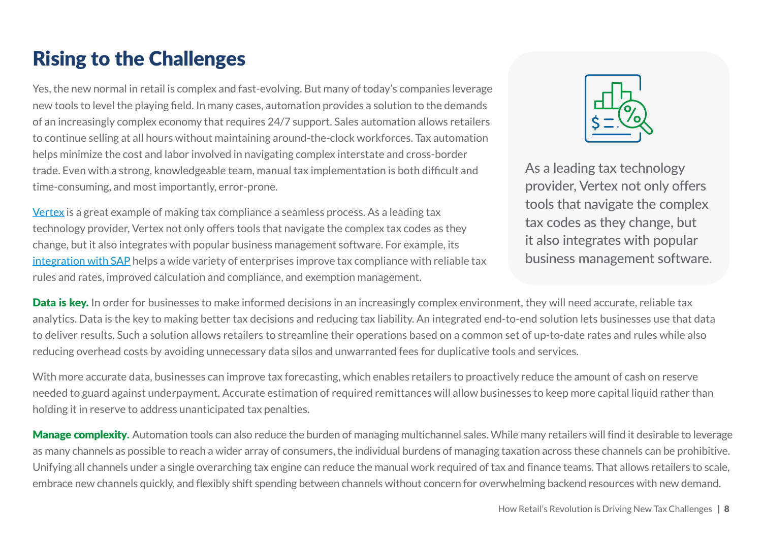# Rising to the Challenges

Yes, the new normal in retail is complex and fast-evolving. But many of today's companies leverage new tools to level the playing field. In many cases, automation provides a solution to the demands of an increasingly complex economy that requires 24/7 support. Sales automation allows retailers to continue selling at all hours without maintaining around-the-clock workforces. Tax automation helps minimize the cost and labor involved in navigating complex interstate and cross-border trade. Even with a strong, knowledgeable team, manual tax implementation is both difficult and time-consuming, and most importantly, error-prone.

Vertex is a great example of making tax compliance a seamless process. As a leading tax technology provider, Vertex not only offers tools that navigate the complex tax codes as they change, but it also integrates with popular business management software. For example, its integration with SAP helps a wide variety of enterprises improve tax compliance with reliable tax rules and rates, improved calculation and compliance, and exemption management.

> As a leading tax technology provider, Vertex not only offers tools that navigate the complex tax codes as they change, but it also integrates with popular business management software.

**Data is key.** In order for businesses to make informed decisions in an increasingly complex environment, they will need accurate, reliable tax analytics. Data is the key to making better tax decisions and reducing tax liability. An integrated end-to-end solution lets businesses use that data to deliver results. Such a solution allows retailers to streamline their operations based on a common set of up-to-date rates and rules while also reducing overhead costs by avoiding unnecessary data silos and unwarranted fees for duplicative tools and services.

With more accurate data, businesses can improve tax forecasting, which enables retailers to proactively reduce the amount of cash on reserve needed to guard against underpayment. Accurate estimation of required remittances will allow businesses to keep more capital liquid rather than holding it in reserve to address unanticipated tax penalties.

**Manage complexity.** Automation tools can also reduce the burden of managing multichannel sales. While many retailers will find it desirable to leverage as many channels as possible to reach a wider array of consumers, the individual burdens of managing taxation across these channels can be prohibitive. Unifying all channels under a single overarching tax engine can reduce the manual work required of tax and finance teams. That allows retailers to scale, embrace new channels quickly, and flexibly shift spending between channels without concern for overwhelming backend resources with new demand.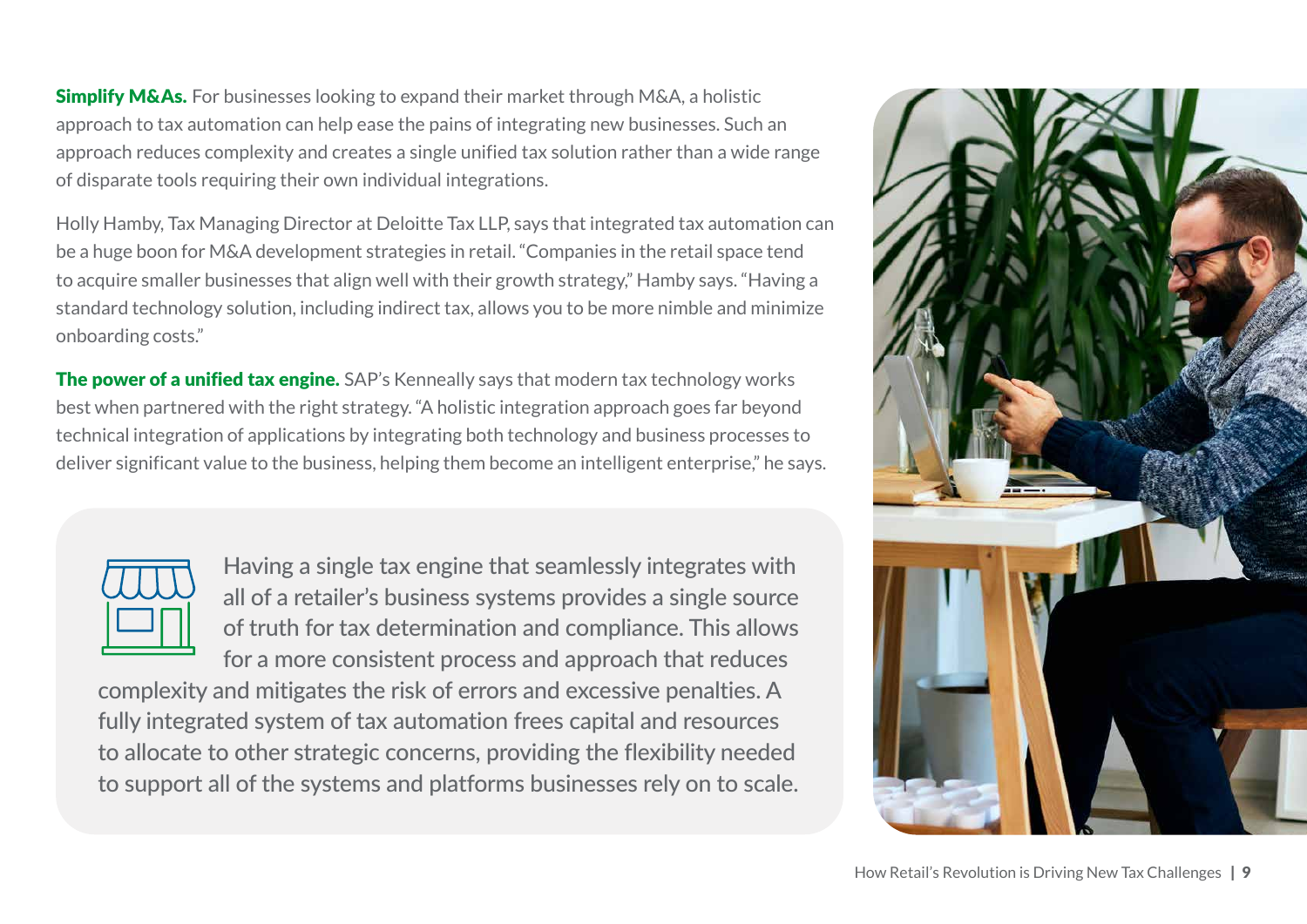**Simplify M&As.** For businesses looking to expand their market through M&A, a holistic approach to tax automation can help ease the pains of integrating new businesses. Such an approach reduces complexity and creates a single unified tax solution rather than a wide range of disparate tools requiring their own individual integrations.

Holly Hamby, Tax Managing Director at Deloitte Tax LLP, says that integrated tax automation can be a huge boon for M&A development strategies in retail. "Companies in the retail space tend to acquire smaller businesses that align well with their growth strategy," Hamby says. "Having a standard technology solution, including indirect tax, allows you to be more nimble and minimize onboarding costs."

**The power of a unified tax engine.** SAP's Kenneally says that modern tax technology works best when partnered with the right strategy. "A holistic integration approach goes far beyond technical integration of applications by integrating both technology and business processes to deliver significant value to the business, helping them become an intelligent enterprise," he says.

Having a single tax engine that seamlessly integrates with all of a retailer's business systems provides a single source of truth for tax determination and compliance. This allows for a more consistent process and approach that reduces complexity and mitigates the risk of errors and excessive penalties. A fully integrated system of tax automation frees capital and resources to allocate to other strategic concerns, providing the flexibility needed to support all of the systems and platforms businesses rely on to scale.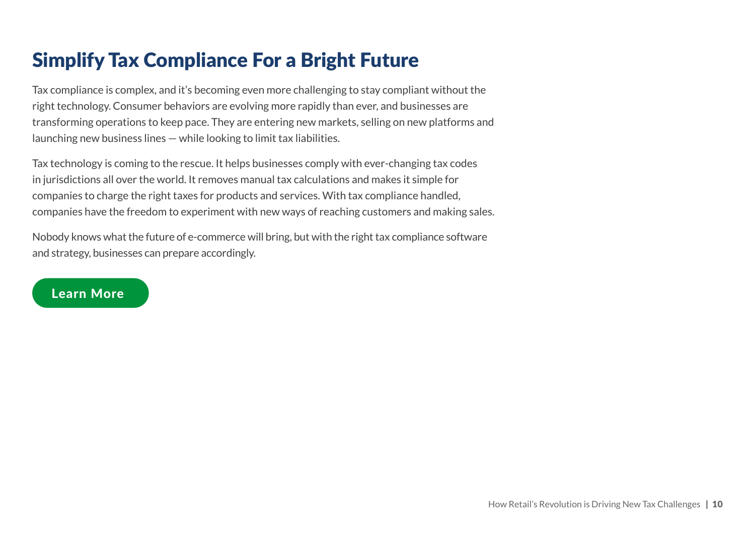# Simplify Tax Compliance For a Bright Future

Tax compliance is complex, and it's becoming even more challenging to stay compliant without the right technology. Consumer behaviors are evolving more rapidly than ever, and businesses are transforming operations to keep pace. They are entering new markets, selling on new platforms and launching new business lines — while looking to limit tax liabilities.

Tax technology is coming to the rescue. It helps businesses comply with ever-changing tax codes in jurisdictions all over the world. It removes manual tax calculations and makes it simple for companies to charge the right taxes for products and services. With tax compliance handled, companies have the freedom to experiment with new ways of reaching customers and making sales.

Nobody knows what the future of e-commerce will bring, but with the right tax compliance software and strategy, businesses can prepare accordingly.

**Learn More**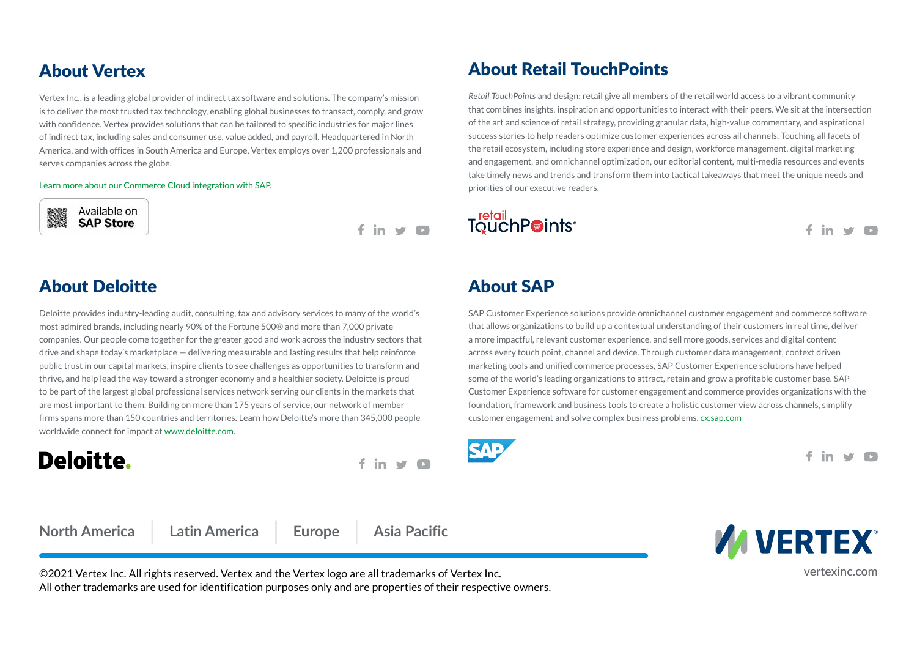## About Vertex

Vertex Inc., is a leading global provider of indirect tax software and solutions. The company's mission is to deliver the most trusted tax technology, enabling global businesses to transact, comply, and grow with confidence. Vertex provides solutions that can be tailored to specific industries for major lines of indirect tax, including sales and consumer use, value added, and payroll. Headquartered in North America, and with offices in South America and Europe, Vertex employs over 1,200 professionals and serves companies across the globe.

Learn more about our Commerce Cloud integration with SAP.

Available on SAP Store

## About Retail TouchPoints

*Retail TouchPoints* and design: retail give all members of the retail world access to a vibrant community that combines insights, inspiration and opportunities to interact with their peers. We sit at the intersection of the art and science of retail strategy, providing granular data, high-value commentary, and aspirational success stories to help readers optimize customer experiences across all channels. Touching all facets of the retail ecosystem, including store experience and design, workforce management, digital marketing and engagement, and omnichannel optimization, our editorial content, multi-media resources and events take timely news and trends and transform them into tactical takeaways that meet the unique needs and priorities of our executive readers.

## About Deloitte

Deloitte provides industry-leading audit, consulting, tax and advisory services to many of the world's most admired brands, including nearly 90% of the Fortune 500® and more than 7,000 private companies. Our people come together for the greater good and work across the industry sectors that drive and shape today's marketplace — delivering measurable and lasting results that help reinforce public trust in our capital markets, inspire clients to see challenges as opportunities to transform and thrive, and help lead the way toward a stronger economy and a healthier society. Deloitte is proud to be part of the largest global professional services network serving our clients in the markets that are most important to them. Building on more than 175 years of service, our network of member firms spans more than 150 countries and territories. Learn how Deloitte's more than 345,000 people worldwide connect for impact at www.deloitte.com.

## About SAP

SAP Customer Experience solutions provide omnichannel customer engagement and commerce software that allows organizations to build up a contextual understanding of their customers in real time, deliver a more impactful, relevant customer experience, and sell more goods, services and digital content across every touch point, channel and device. Through customer data management, context driven marketing tools and unified commerce processes, SAP Customer Experience solutions have helped some of the world's leading organizations to attract, retain and grow a profitable customer base. SAP Customer Experience software for customer engagement and commerce provides organizations with the foundation, framework and business tools to create a holistic customer view across channels, simplify customer engagement and solve complex business problems. cx.sap.com

North America | Latin America | Europe | Asia Pacific

©2021 Vertex Inc. All rights reserved. Vertex and the Vertex logo are all trademarks of Vertex Inc.
All other trademarks are used for identification purposes only and are properties of their respective owners.

vertexinc.com